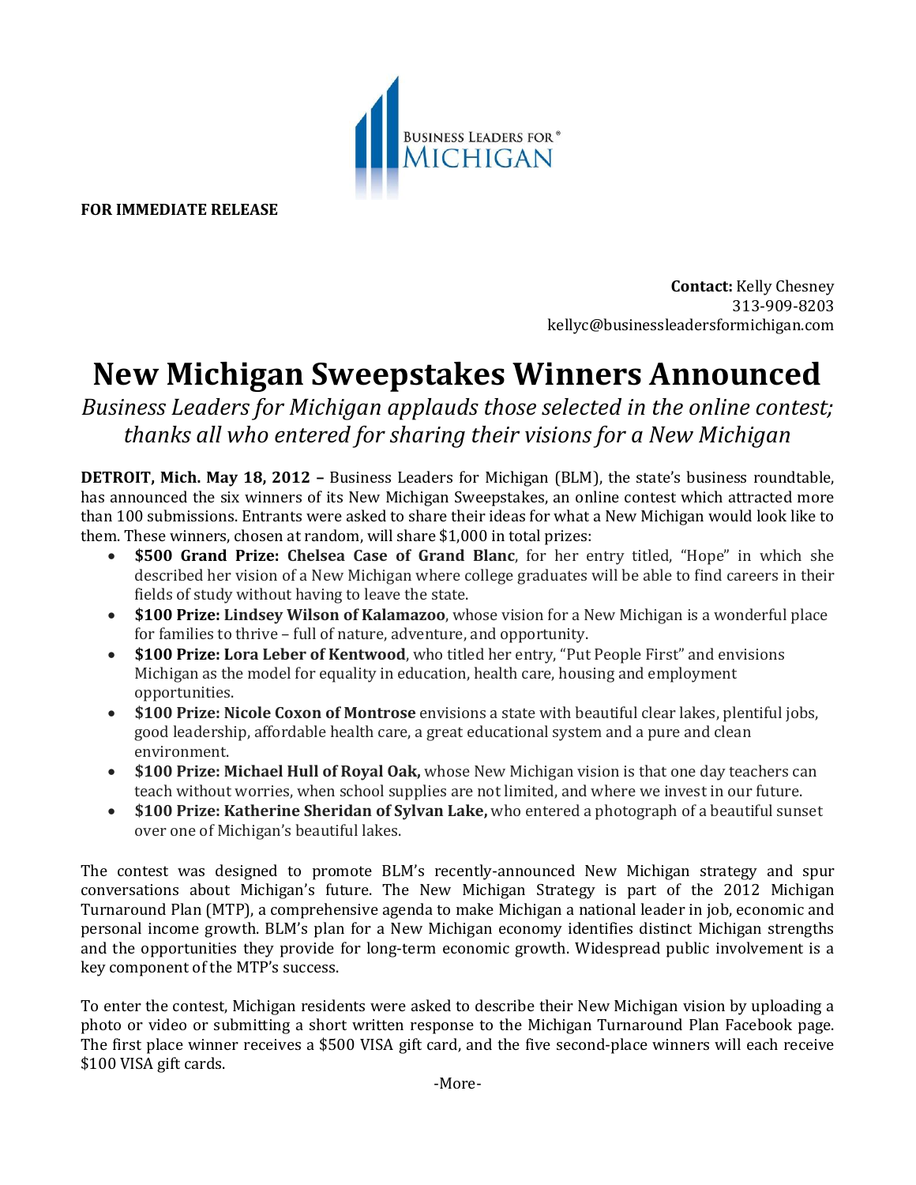BUSINESS LEADERS FOR® MICHIGAN

**FOR IMMEDIATE RELEASE**

**Contact:** Kelly Chesney
313-909-8203
kellyc@businessleadersformichigan.com

# New Michigan Sweepstakes Winners Announced

*Business Leaders for Michigan applauds those selected in the online contest; thanks all who entered for sharing their visions for a New Michigan*

**DETROIT, Mich. May 18, 2012 –** Business Leaders for Michigan (BLM), the state's business roundtable, has announced the six winners of its New Michigan Sweepstakes, an online contest which attracted more than 100 submissions. Entrants were asked to share their ideas for what a New Michigan would look like to them. These winners, chosen at random, will share $1,000 in total prizes:

- **$500 Grand Prize: Chelsea Case of Grand Blanc**, for her entry titled, "Hope" in which she described her vision of a New Michigan where college graduates will be able to find careers in their fields of study without having to leave the state.
- **$100 Prize: Lindsey Wilson of Kalamazoo**, whose vision for a New Michigan is a wonderful place for families to thrive – full of nature, adventure, and opportunity.
- **$100 Prize: Lora Leber of Kentwood**, who titled her entry, "Put People First" and envisions Michigan as the model for equality in education, health care, housing and employment opportunities.
- **$100 Prize: Nicole Coxon of Montrose** envisions a state with beautiful clear lakes, plentiful jobs, good leadership, affordable health care, a great educational system and a pure and clean environment.
- **$100 Prize: Michael Hull of Royal Oak,** whose New Michigan vision is that one day teachers can teach without worries, when school supplies are not limited, and where we invest in our future.
- **$100 Prize: Katherine Sheridan of Sylvan Lake,** who entered a photograph of a beautiful sunset over one of Michigan's beautiful lakes.

The contest was designed to promote BLM's recently-announced New Michigan strategy and spur conversations about Michigan's future. The New Michigan Strategy is part of the 2012 Michigan Turnaround Plan (MTP), a comprehensive agenda to make Michigan a national leader in job, economic and personal income growth. BLM's plan for a New Michigan economy identifies distinct Michigan strengths and the opportunities they provide for long-term economic growth. Widespread public involvement is a key component of the MTP's success.

To enter the contest, Michigan residents were asked to describe their New Michigan vision by uploading a photo or video or submitting a short written response to the Michigan Turnaround Plan Facebook page. The first place winner receives a $500 VISA gift card, and the five second-place winners will each receive $100 VISA gift cards.

-More-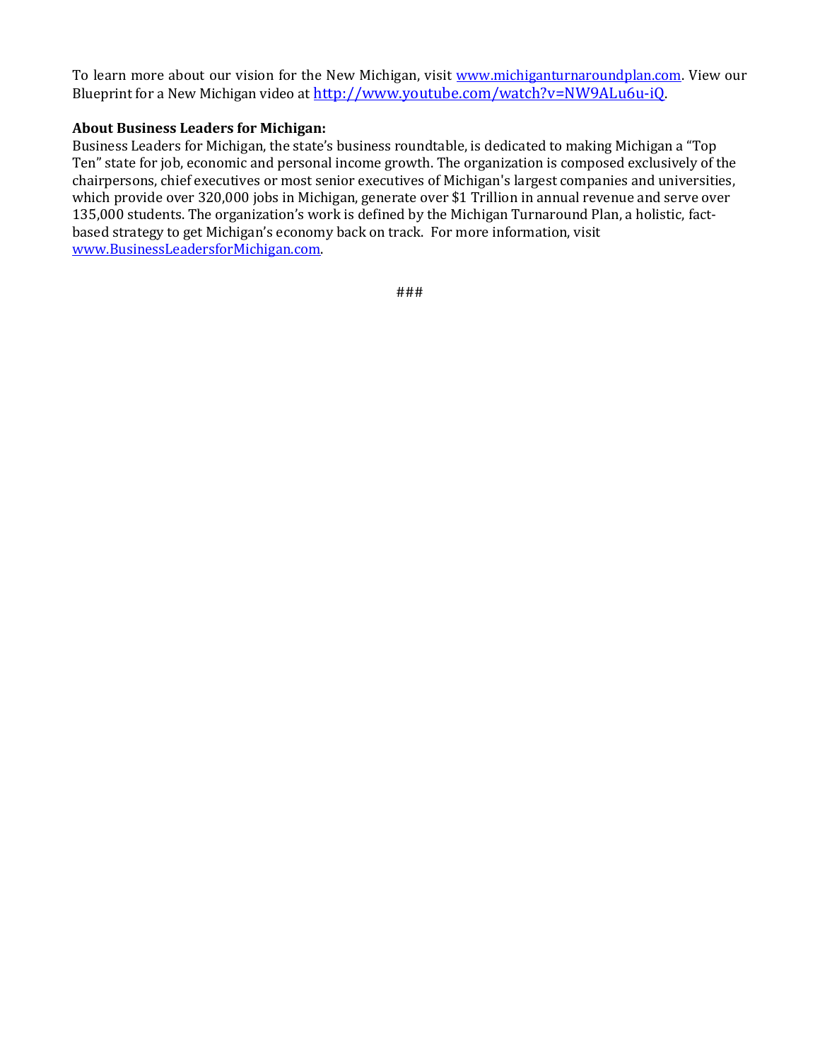To learn more about our vision for the New Michigan, visit www.michiganturnaroundplan.com. View our Blueprint for a New Michigan video at http://www.youtube.com/watch?v=NW9ALu6u-iQ.

**About Business Leaders for Michigan:**
Business Leaders for Michigan, the state's business roundtable, is dedicated to making Michigan a "Top Ten" state for job, economic and personal income growth. The organization is composed exclusively of the chairpersons, chief executives or most senior executives of Michigan's largest companies and universities, which provide over 320,000 jobs in Michigan, generate over $1 Trillion in annual revenue and serve over 135,000 students. The organization's work is defined by the Michigan Turnaround Plan, a holistic, fact-based strategy to get Michigan's economy back on track. For more information, visit www.BusinessLeadersforMichigan.com.

###